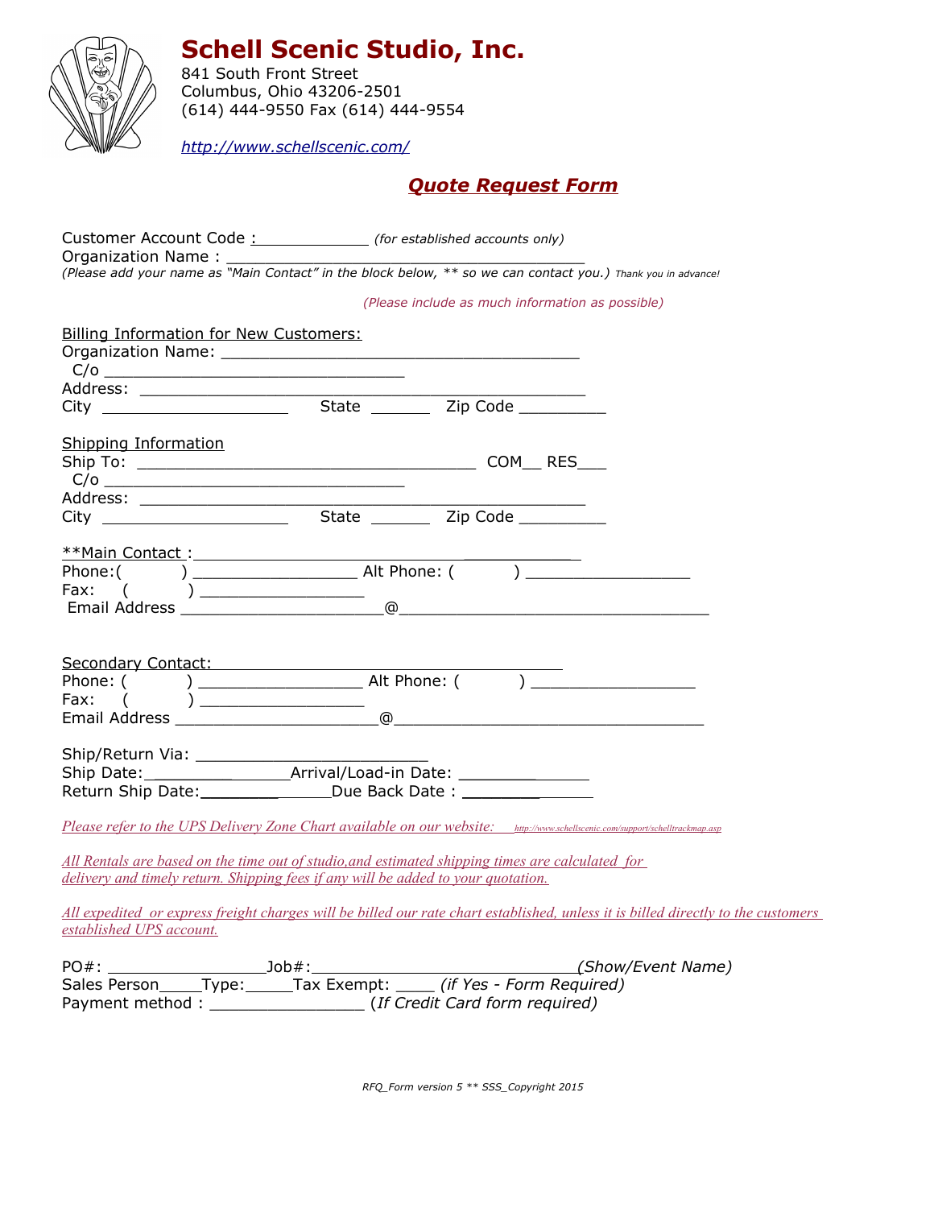# Schell Scenic Studio, Inc.

841 South Front Street
Columbus, Ohio 43206-2501
(614) 444-9550 Fax (614) 444-9554

*http://www.schellscenic.com/*

## *Quote Request Form*

Customer Account Code : ____________ *(for established accounts only)*
Organization Name : ________________________________________
*(Please add your name as "Main Contact" in the block below, ** so we can contact you.) Thank you in advance!*

*(Please include as much information as possible)*

Billing Information for New Customers:
Organization Name: ________________________________________
C/o ________________________________
Address: ________________________________________________
City ____________________ State ______ Zip Code _________

Shipping Information
Ship To: ____________________________________ COM__ RES___
C/o ________________________________
Address: ________________________________________________
City ____________________ State ______ Zip Code _________

**Main Contact :_______________________________________________
Phone:( ) _________________ Alt Phone: ( ) _________________
Fax: ( ) _________________
Email Address _____________________@______________________________

Secondary Contact: ______________________________________________
Phone: ( ) _________________ Alt Phone: ( ) _________________
Fax: ( ) _________________
Email Address _____________________@______________________________

Ship/Return Via: _________________________
Ship Date:________________Arrival/Load-in Date: ______________
Return Ship Date:_______________Due Back Date : ______________

*Please refer to the UPS Delivery Zone Chart available on our website: http://www.schellscenic.com/support/schelltrackmap.asp*

*All Rentals are based on the time out of studio,and estimated shipping times are calculated for delivery and timely return. Shipping fees if any will be added to your quotation.*

*All expedited or express freight charges will be billed our rate chart established, unless it is billed directly to the customers established UPS account.*

PO#: ________________Job#:____________________________*(Show/Event Name)*
Sales Person_____Type:_____Tax Exempt: ____ *(if Yes - Form Required)*
Payment method : ________________ (*If Credit Card form required)*

*RFQ_Form version 5 ** SSS_Copyright 2015*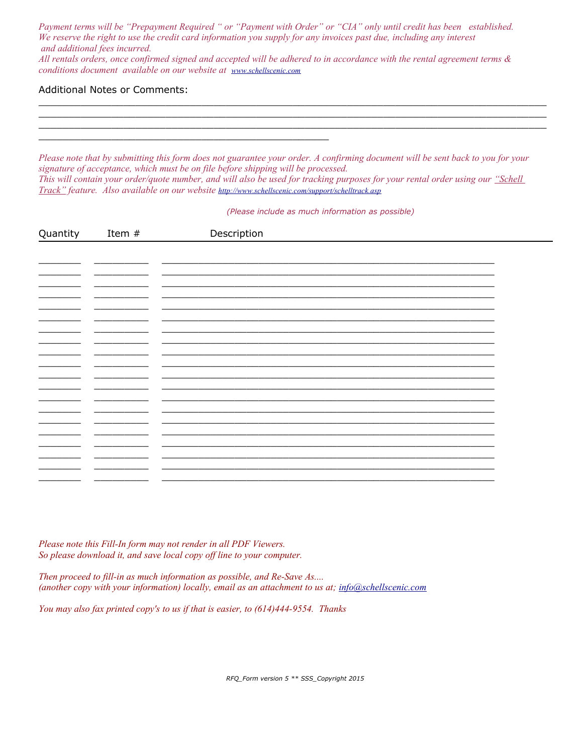*Payment terms will be "Prepayment Required " or "Payment with Order" or "CIA" only until credit has been established.*
*We reserve the right to use the credit card information you supply for any invoices past due, including any interest and additional fees incurred.*
*All rentals orders, once confirmed signed and accepted will be adhered to in accordance with the rental agreement terms & conditions document available on our website at* www.schellscenic.com

Additional Notes or Comments:

______________________________________________________________________________________
______________________________________________________________________________________
______________________________________________________________________________________
__________________________________________________

*Please note that by submitting this form does not guarantee your order. A confirming document will be sent back to you for your signature of acceptance, which must be on file before shipping will be processed.*
*This will contain your order/quote number, and will also be used for tracking purposes for your rental order using our "Schell Track" feature. Also available on our website* http://www.schellscenic.com/support/schelltrack.asp

*(Please include as much information as possible)*

| Quantity | Item # | Description |
|---|---|---|
| | | |
| | | |
| | | |
| | | |
| | | |
| | | |
| | | |
| | | |
| | | |
| | | |
| | | |
| | | |
| | | |
| | | |
| | | |
| | | |
| | | |
| | | |
| | | |
| | | |

*Please note this Fill-In form may not render in all PDF Viewers.*
*So please download it, and save local copy off line to your computer.*

*Then proceed to fill-in as much information as possible, and Re-Save As....*
*(another copy with your information) locally, email as an attachment to us at;* info@schellscenic.com

*You may also fax printed copy's to us if that is easier, to (614)444-9554. Thanks*

*RFQ_Form version 5 ** SSS_Copyright 2015*